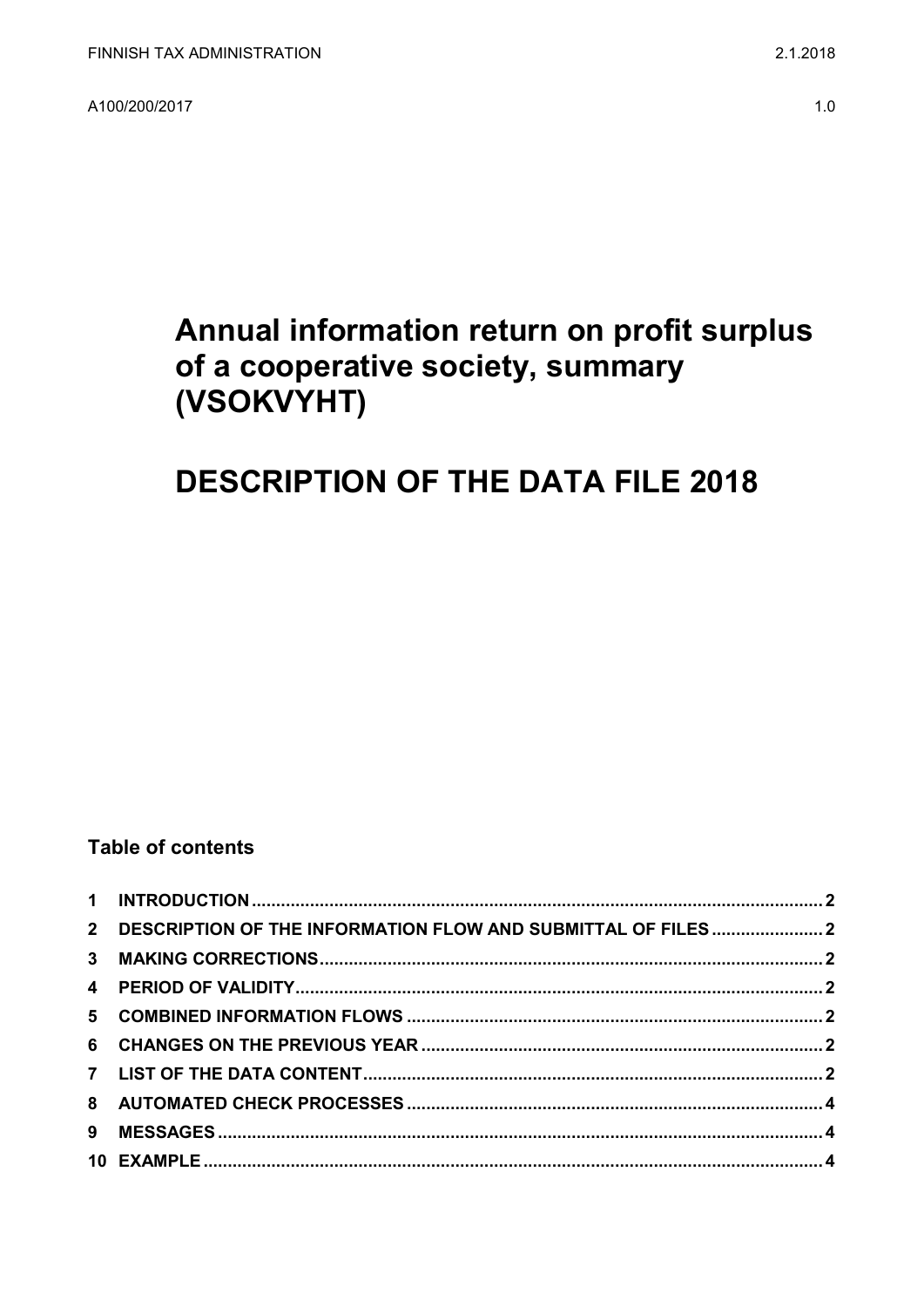FINNISH TAX ADMINISTRATION 2.1.2018

A100/200/2017 1.0

# Annual information return on profit surplus of a cooperative society, summary (VSOKVYHT)

# DESCRIPTION OF THE DATA FILE 2018

## Table of contents

1 INTRODUCTION .................................................................................... 2
2 DESCRIPTION OF THE INFORMATION FLOW AND SUBMITTAL OF FILES ....................... 2
3 MAKING CORRECTIONS ................................................................................ 2
4 PERIOD OF VALIDITY ................................................................................ 2
5 COMBINED INFORMATION FLOWS ................................................................ 2
6 CHANGES ON THE PREVIOUS YEAR ............................................................... 2
7 LIST OF THE DATA CONTENT ........................................................................ 2
8 AUTOMATED CHECK PROCESSES ................................................................... 4
9 MESSAGES ............................................................................................. 4
10 EXAMPLE ............................................................................................. 4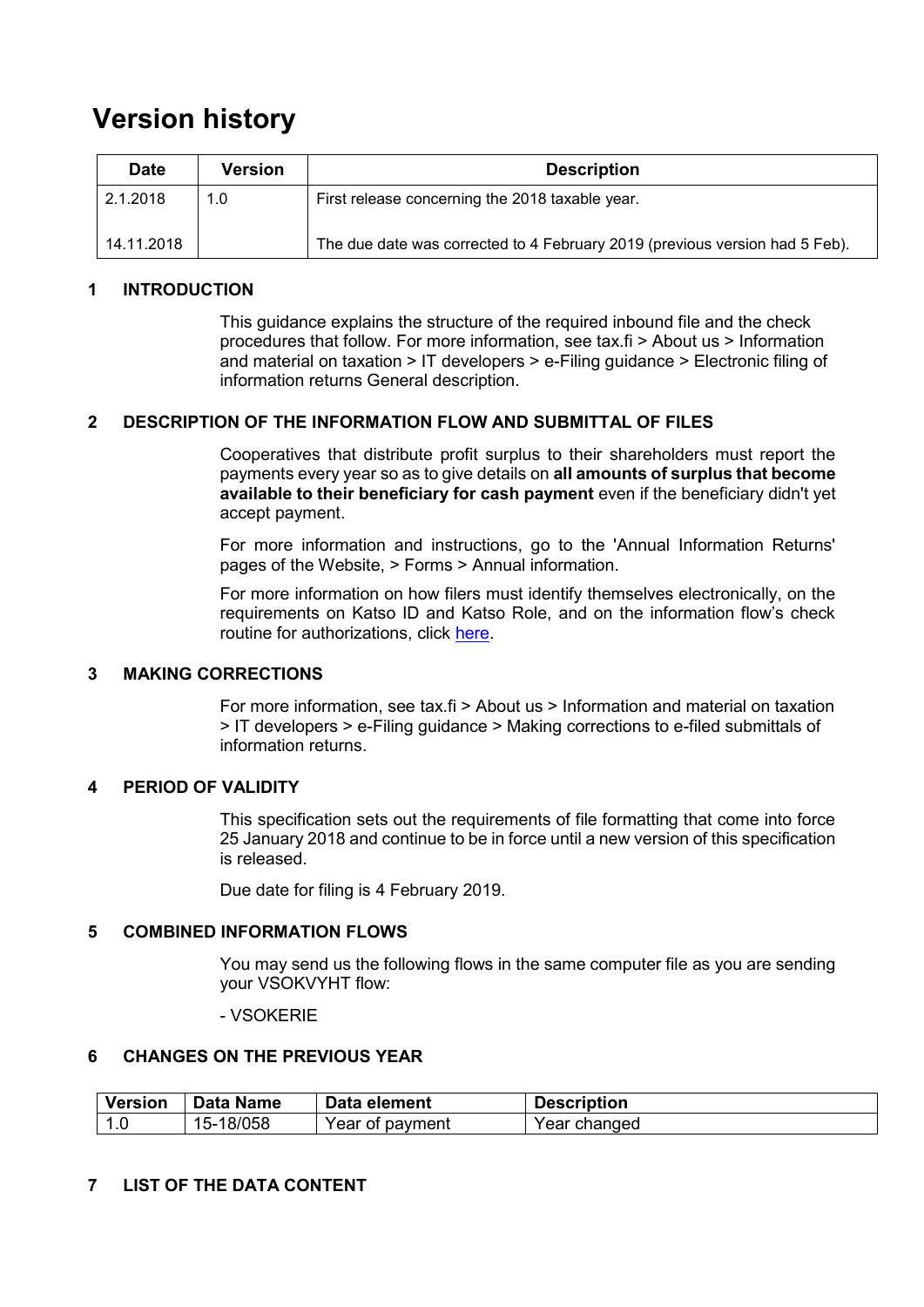# Version history

| Date | Version | Description |
| --- | --- | --- |
| 2.1.2018 | 1.0 | First release concerning the 2018 taxable year. |
| 14.11.2018 | | The due date was corrected to 4 February 2019 (previous version had 5 Feb). |

## 1 INTRODUCTION

This guidance explains the structure of the required inbound file and the check procedures that follow. For more information, see tax.fi > About us > Information and material on taxation > IT developers > e-Filing guidance > Electronic filing of information returns General description.

## 2 DESCRIPTION OF THE INFORMATION FLOW AND SUBMITTAL OF FILES

Cooperatives that distribute profit surplus to their shareholders must report the payments every year so as to give details on **all amounts of surplus that become available to their beneficiary for cash payment** even if the beneficiary didn't yet accept payment.

For more information and instructions, go to the 'Annual Information Returns' pages of the Website, > Forms > Annual information.

For more information on how filers must identify themselves electronically, on the requirements on Katso ID and Katso Role, and on the information flow's check routine for authorizations, click here.

## 3 MAKING CORRECTIONS

For more information, see tax.fi > About us > Information and material on taxation > IT developers > e-Filing guidance > Making corrections to e-filed submittals of information returns.

## 4 PERIOD OF VALIDITY

This specification sets out the requirements of file formatting that come into force 25 January 2018 and continue to be in force until a new version of this specification is released.

Due date for filing is 4 February 2019.

## 5 COMBINED INFORMATION FLOWS

You may send us the following flows in the same computer file as you are sending your VSOKVYHT flow:

- VSOKERIE

## 6 CHANGES ON THE PREVIOUS YEAR

| Version | Data Name | Data element | Description |
| --- | --- | --- | --- |
| 1.0 | 15-18/058 | Year of payment | Year changed |

## 7 LIST OF THE DATA CONTENT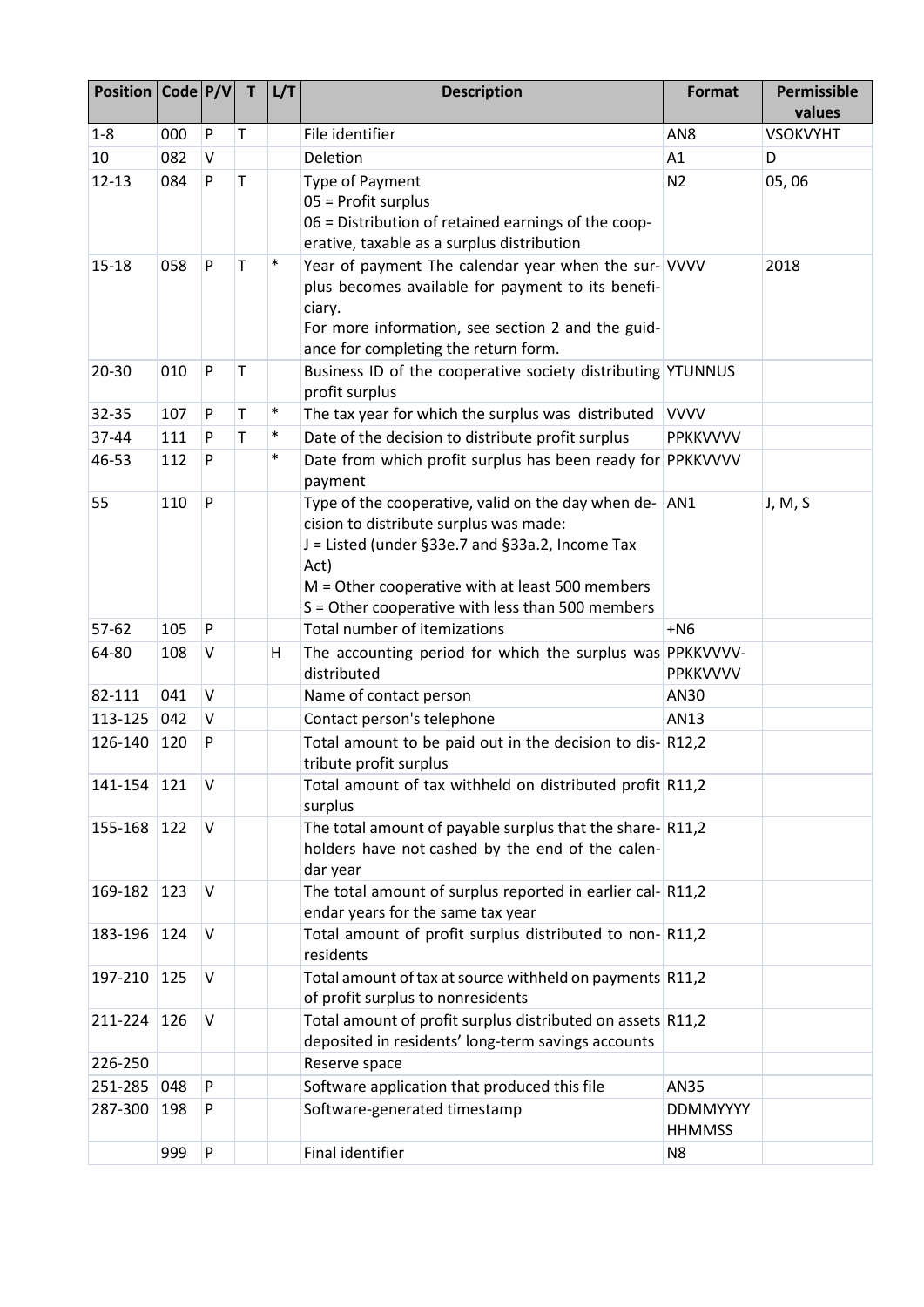| Position | Code | P/V | T | L/T | Description | Format | Permissible values |
|---|---|---|---|---|---|---|---|
| 1-8 | 000 | P | T | | File identifier | AN8 | VSOKVYHT |
| 10 | 082 | V | | | Deletion | A1 | D |
| 12-13 | 084 | P | T | | Type of Payment<br>05 = Profit surplus<br>06 = Distribution of retained earnings of the cooperative, taxable as a surplus distribution | N2 | 05, 06 |
| 15-18 | 058 | P | T | * | Year of payment The calendar year when the surplus becomes available for payment to its beneficiary.<br>For more information, see section 2 and the guidance for completing the return form. | VVVV | 2018 |
| 20-30 | 010 | P | T | | Business ID of the cooperative society distributing profit surplus | YTUNNUS | |
| 32-35 | 107 | P | T | * | The tax year for which the surplus was distributed | VVVV | |
| 37-44 | 111 | P | T | * | Date of the decision to distribute profit surplus | PPKKVVVV | |
| 46-53 | 112 | P | | * | Date from which profit surplus has been ready for payment | PPKKVVVV | |
| 55 | 110 | P | | | Type of the cooperative, valid on the day when decision to distribute surplus was made:<br>J = Listed (under §33e.7 and §33a.2, Income Tax Act)<br>M = Other cooperative with at least 500 members<br>S = Other cooperative with less than 500 members | AN1 | J, M, S |
| 57-62 | 105 | P | | | Total number of itemizations | +N6 | |
| 64-80 | 108 | V | | H | The accounting period for which the surplus was distributed | PPKKVVVV-PPKKVVVV | |
| 82-111 | 041 | V | | | Name of contact person | AN30 | |
| 113-125 | 042 | V | | | Contact person's telephone | AN13 | |
| 126-140 | 120 | P | | | Total amount to be paid out in the decision to distribute profit surplus | R12,2 | |
| 141-154 | 121 | V | | | Total amount of tax withheld on distributed profit surplus | R11,2 | |
| 155-168 | 122 | V | | | The total amount of payable surplus that the shareholders have not cashed by the end of the calendar year | R11,2 | |
| 169-182 | 123 | V | | | The total amount of surplus reported in earlier calendar years for the same tax year | R11,2 | |
| 183-196 | 124 | V | | | Total amount of profit surplus distributed to nonresidents | R11,2 | |
| 197-210 | 125 | V | | | Total amount of tax at source withheld on payments of profit surplus to nonresidents | R11,2 | |
| 211-224 | 126 | V | | | Total amount of profit surplus distributed on assets deposited in residents' long-term savings accounts | R11,2 | |
| 226-250 | | | | | Reserve space | | |
| 251-285 | 048 | P | | | Software application that produced this file | AN35 | |
| 287-300 | 198 | P | | | Software-generated timestamp | DDMMYYYY HHMMSS | |
| | 999 | P | | | Final identifier | N8 | |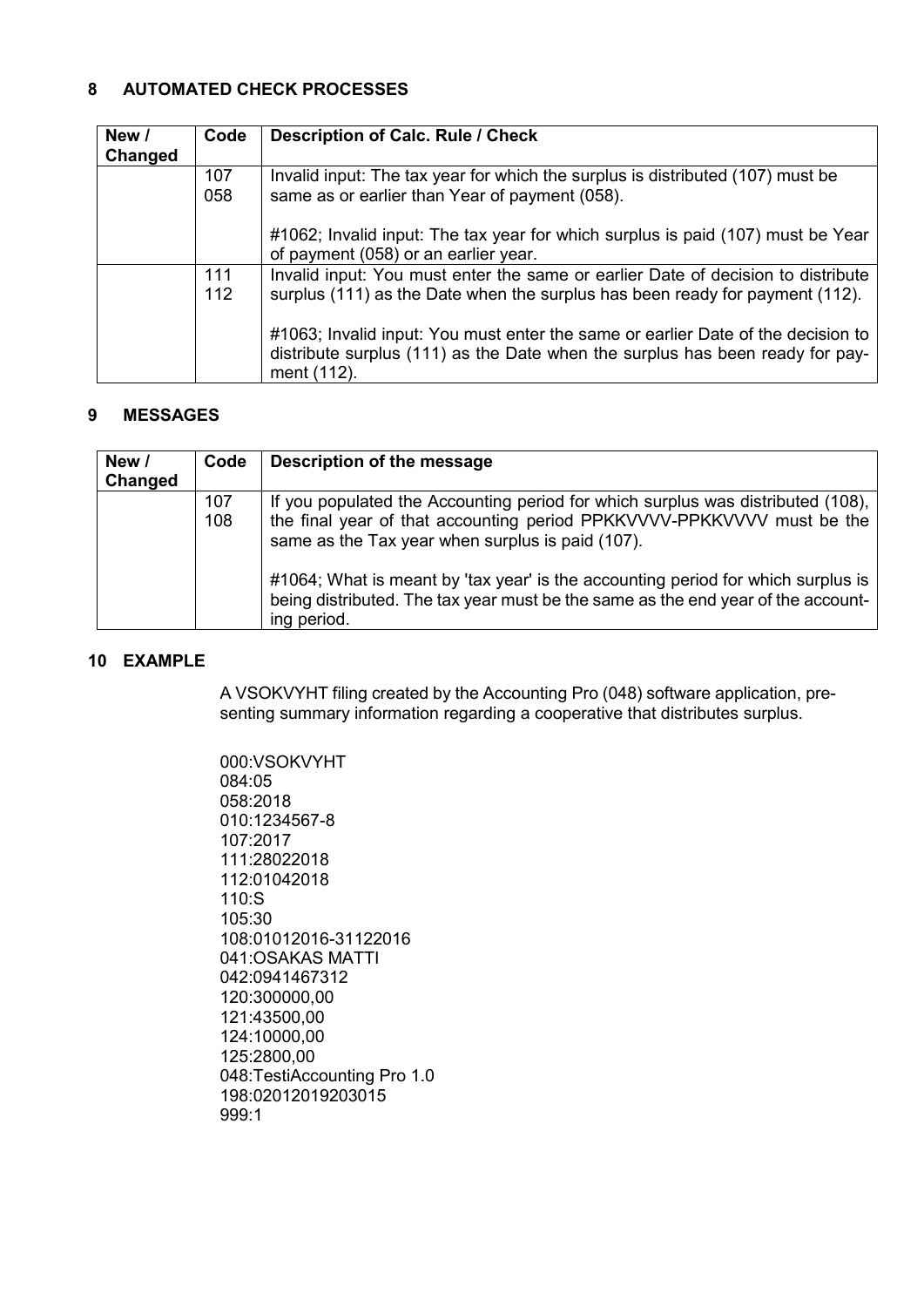## 8 AUTOMATED CHECK PROCESSES

| New / Changed | Code | Description of Calc. Rule / Check |
|---|---|---|
| | 107<br>058 | Invalid input: The tax year for which the surplus is distributed (107) must be same as or earlier than Year of payment (058).<br><br>#1062; Invalid input: The tax year for which surplus is paid (107) must be Year of payment (058) or an earlier year. |
| | 111<br>112 | Invalid input: You must enter the same or earlier Date of decision to distribute surplus (111) as the Date when the surplus has been ready for payment (112).<br><br>#1063; Invalid input: You must enter the same or earlier Date of the decision to distribute surplus (111) as the Date when the surplus has been ready for payment (112). |

## 9 MESSAGES

| New / Changed | Code | Description of the message |
|---|---|---|
| | 107<br>108 | If you populated the Accounting period for which surplus was distributed (108), the final year of that accounting period PPKKVVVV-PPKKVVVV must be the same as the Tax year when surplus is paid (107).<br><br>#1064; What is meant by 'tax year' is the accounting period for which surplus is being distributed. The tax year must be the same as the end year of the accounting period. |

## 10 EXAMPLE

A VSOKVYHT filing created by the Accounting Pro (048) software application, presenting summary information regarding a cooperative that distributes surplus.

```
000:VSOKVYHT
084:05
058:2018
010:1234567-8
107:2017
111:28022018
112:01042018
110:S
105:30
108:01012016-31122016
041:OSAKAS MATTI
042:0941467312
120:300000,00
121:43500,00
124:10000,00
125:2800,00
048:TestiAccounting Pro 1.0
198:02012019203015
999:1
```